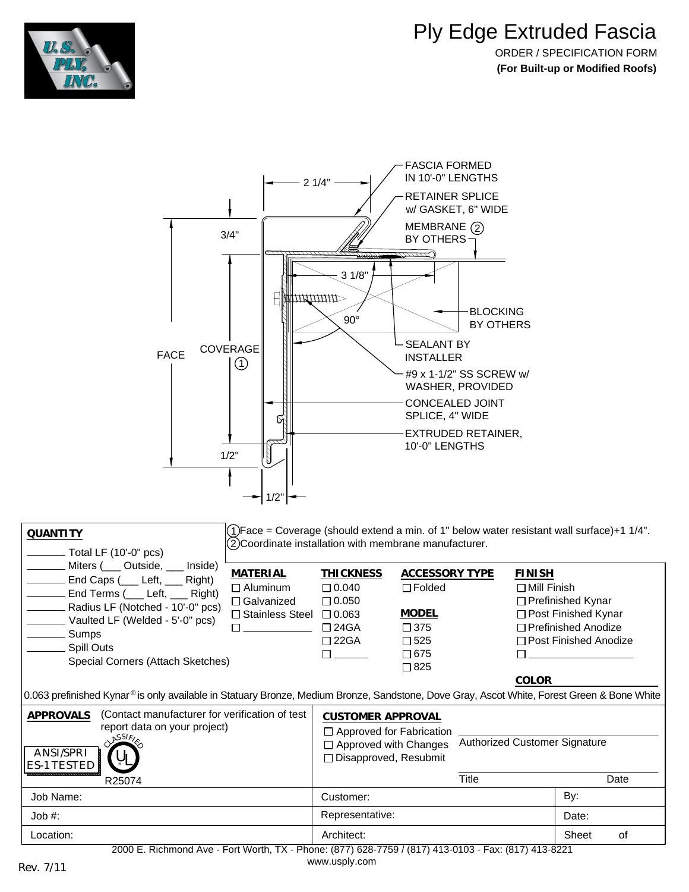# Ply Edge Extruded Fascia

ORDER / SPECIFICATION FORM

**(For Built-up or Modified Roofs)**

FASCIA FORMED IN 10'-0" LENGTHS

RETAINER SPLICE w/ GASKET, 6" WIDE

MEMBRANE (2) BY OTHERS

BLOCKING BY OTHERS

SEALANT BY INSTALLER

#9 x 1-1/2" SS SCREW w/ WASHER, PROVIDED

CONCEALED JOINT SPLICE, 4" WIDE

EXTRUDED RETAINER, 10'-0" LENGTHS

2 1/4" — 3/4" — 3 1/8" — 90° — FACE — COVERAGE (1) — 1/2" — 1/2"

**QUANTITY**

_______ Total LF (10'-0" pcs)
_______ Miters (___ Outside, ___ Inside)
_______ End Caps (___ Left, ___ Right)
_______ End Terms (___ Left, ___ Right)
_______ Radius LF (Notched - 10'-0" pcs)
_______ Vaulted LF (Welded - 5'-0" pcs)
_______ Sumps
_______ Spill Outs
Special Corners (Attach Sketches)

(1) Face = Coverage (should extend a min. of 1" below water resistant wall surface)+1 1/4".
(2) Coordinate installation with membrane manufacturer.

| MATERIAL | THICKNESS | ACCESSORY TYPE | FINISH |
|---|---|---|---|
| ☐ Aluminum | ☐ 0.040 | ☐ Folded | ☐ Mill Finish |
| ☐ Galvanized | ☐ 0.050 | | ☐ Prefinished Kynar |
| ☐ Stainless Steel | ☐ 0.063 | **MODEL** | ☐ Post Finished Kynar |
| ☐ ___________ | ☐ 24GA | ☐ 375 | ☐ Prefinished Anodize |
| | ☐ 22GA | ☐ 525 | ☐ Post Finished Anodize |
| | ☐ ______ | ☐ 675 | ☐ ______________ |
| | | ☐ 825 | |
| | | | **COLOR** ______________ |

0.063 prefinished Kynar® is only available in Statuary Bronze, Medium Bronze, Sandstone, Dove Gray, Ascot White, Forest Green & Bone White

**APPROVALS** (Contact manufacturer for verification of test report data on your project)

ANSI/SPRI ES-1 TESTED

UL CLASSIFIED R25074

**CUSTOMER APPROVAL**

☐ Approved for Fabrication
☐ Approved with Changes
☐ Disapproved, Resubmit

_______________________ Authorized Customer Signature

_______________________ Title Date

| Job Name: | Customer: | By: |
|---|---|---|
| Job #: | Representative: | Date: |
| Location: | Architect: | Sheet of |

2000 E. Richmond Ave - Fort Worth, TX - Phone: (877) 628-7759 / (817) 413-0103 - Fax: (817) 413-8221
www.usply.com

Rev. 7/11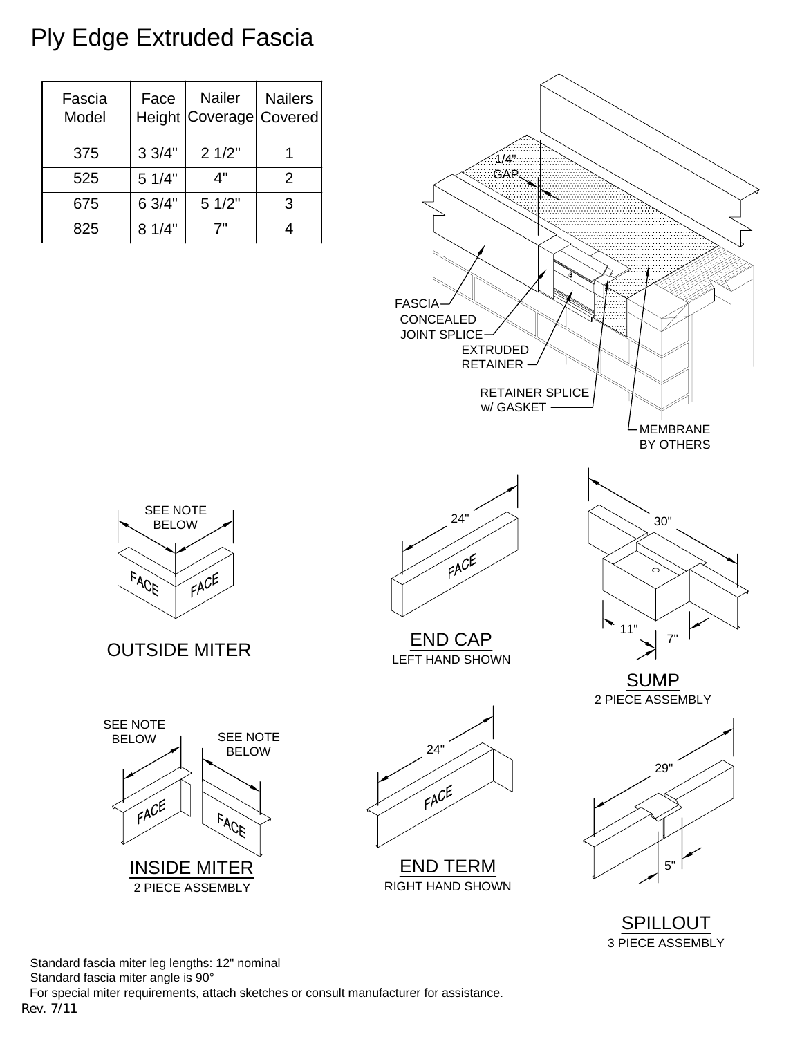# Ply Edge Extruded Fascia

| Fascia Model | Face Height | Nailer Coverage | Nailers Covered |
|---|---|---|---|
| 375 | 3 3/4" | 2 1/2" | 1 |
| 525 | 5 1/4" | 4" | 2 |
| 675 | 6 3/4" | 5 1/2" | 3 |
| 825 | 8 1/4" | 7" | 4 |

1/4" GAP

FASCIA

CONCEALED JOINT SPLICE

EXTRUDED RETAINER

RETAINER SPLICE w/ GASKET

MEMBRANE BY OTHERS

SEE NOTE BELOW

FACE FACE

OUTSIDE MITER

24"

FACE

END CAP
LEFT HAND SHOWN

30"

11"

7"

SUMP
2 PIECE ASSEMBLY

SEE NOTE BELOW

SEE NOTE BELOW

FACE FACE

INSIDE MITER
2 PIECE ASSEMBLY

24"

FACE

END TERM
RIGHT HAND SHOWN

29"

5"

SPILLOUT
3 PIECE ASSEMBLY

Standard fascia miter leg lengths: 12" nominal
Standard fascia miter angle is 90°
For special miter requirements, attach sketches or consult manufacturer for assistance.

Rev. 7/11